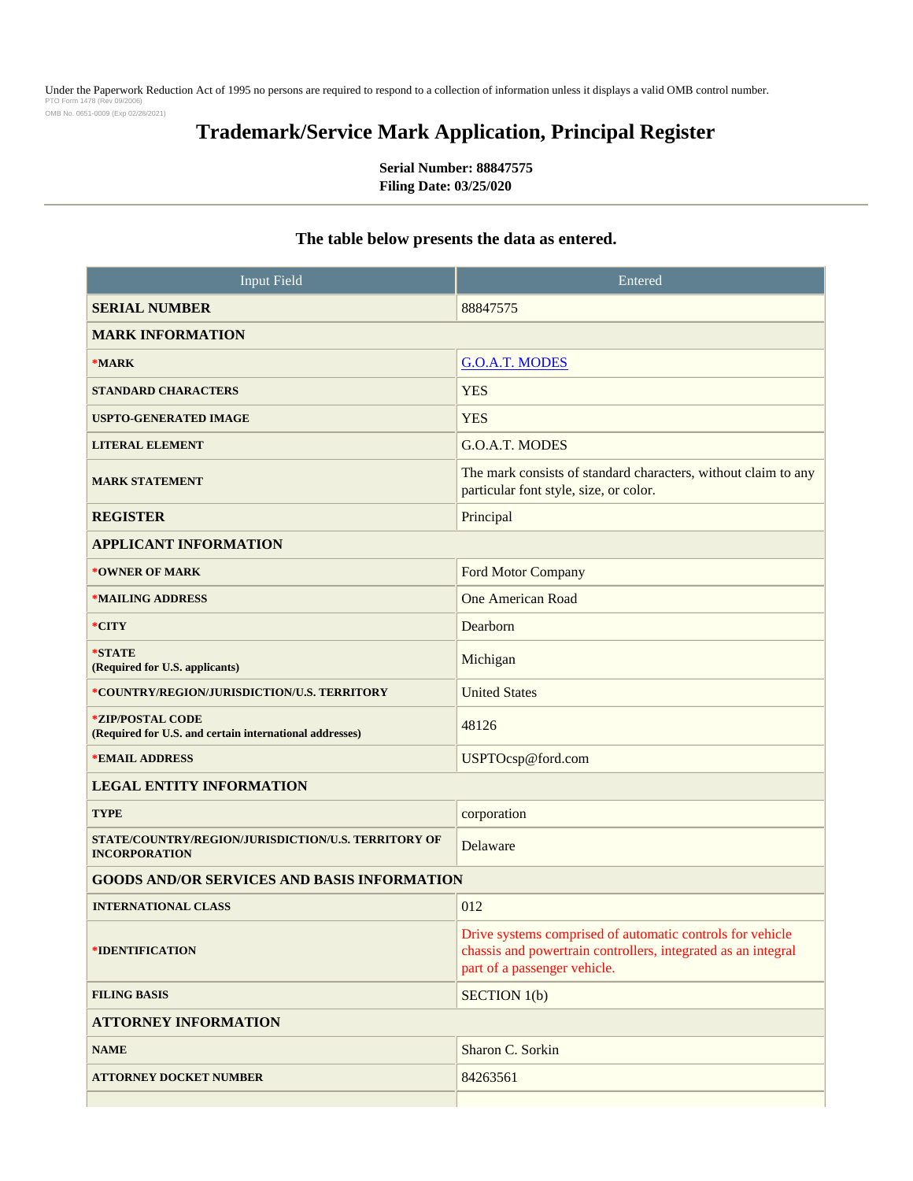Under the Paperwork Reduction Act of 1995 no persons are required to respond to a collection of information unless it displays a valid OMB control number.
PTO Form 1478 (Rev 09/2006)
OMB No. 0651-0009 (Exp 02/28/2021)

# Trademark/Service Mark Application, Principal Register

**Serial Number: 88847575**
**Filing Date: 03/25/020**

## The table below presents the data as entered.

| Input Field | Entered |
|---|---|
| **SERIAL NUMBER** | 88847575 |
| **MARK INFORMATION** | |
| ***MARK** | G.O.A.T. MODES |
| **STANDARD CHARACTERS** | YES |
| **USPTO-GENERATED IMAGE** | YES |
| **LITERAL ELEMENT** | G.O.A.T. MODES |
| **MARK STATEMENT** | The mark consists of standard characters, without claim to any particular font style, size, or color. |
| **REGISTER** | Principal |
| **APPLICANT INFORMATION** | |
| ***OWNER OF MARK** | Ford Motor Company |
| ***MAILING ADDRESS** | One American Road |
| ***CITY** | Dearborn |
| ***STATE** (Required for U.S. applicants) | Michigan |
| ***COUNTRY/REGION/JURISDICTION/U.S. TERRITORY** | United States |
| ***ZIP/POSTAL CODE** (Required for U.S. and certain international addresses) | 48126 |
| ***EMAIL ADDRESS** | USPTOcsp@ford.com |
| **LEGAL ENTITY INFORMATION** | |
| **TYPE** | corporation |
| **STATE/COUNTRY/REGION/JURISDICTION/U.S. TERRITORY OF INCORPORATION** | Delaware |
| **GOODS AND/OR SERVICES AND BASIS INFORMATION** | |
| **INTERNATIONAL CLASS** | 012 |
| ***IDENTIFICATION** | Drive systems comprised of automatic controls for vehicle chassis and powertrain controllers, integrated as an integral part of a passenger vehicle. |
| **FILING BASIS** | SECTION 1(b) |
| **ATTORNEY INFORMATION** | |
| **NAME** | Sharon C. Sorkin |
| **ATTORNEY DOCKET NUMBER** | 84263561 |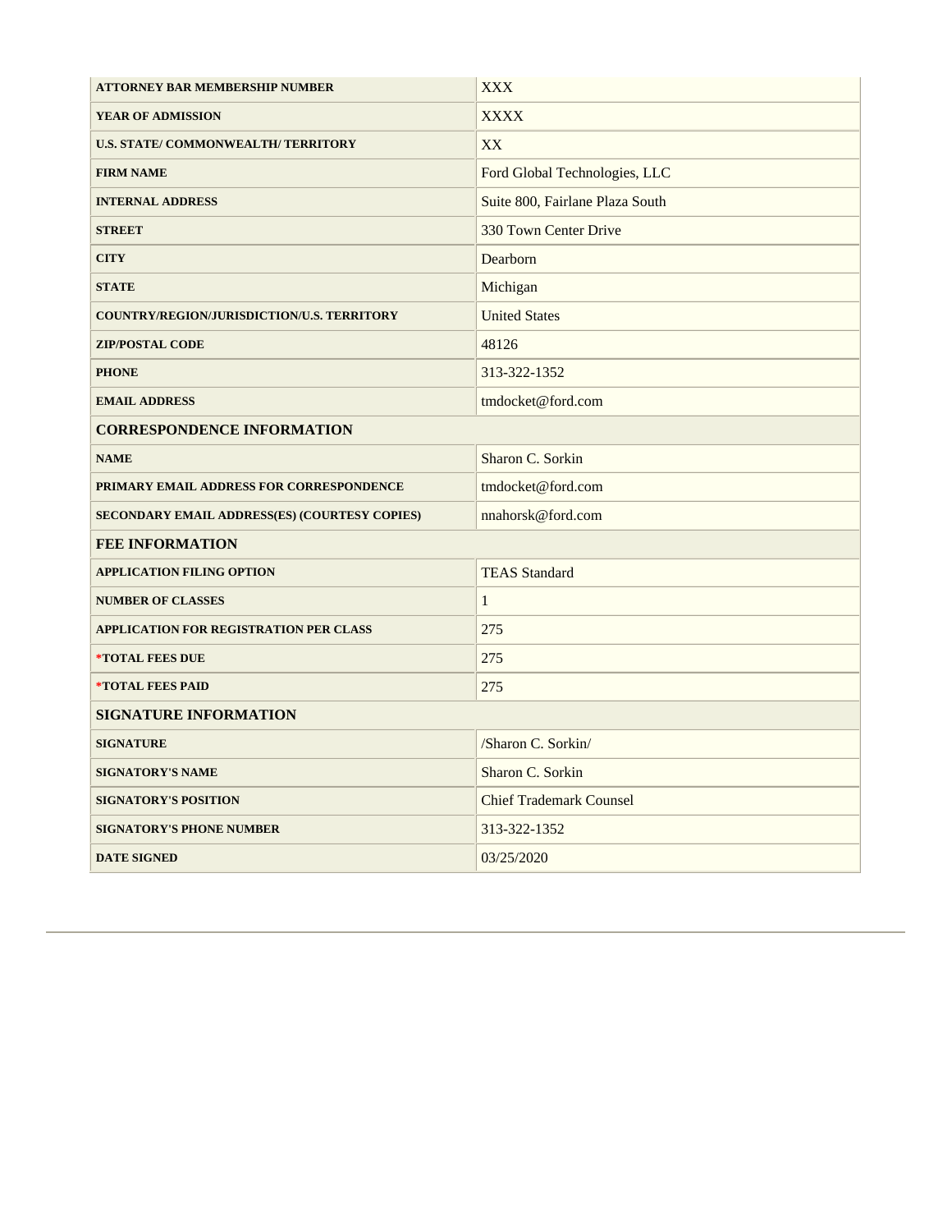| | |
|---|---|
| **ATTORNEY BAR MEMBERSHIP NUMBER** | XXX |
| **YEAR OF ADMISSION** | XXXX |
| **U.S. STATE/ COMMONWEALTH/ TERRITORY** | XX |
| **FIRM NAME** | Ford Global Technologies, LLC |
| **INTERNAL ADDRESS** | Suite 800, Fairlane Plaza South |
| **STREET** | 330 Town Center Drive |
| **CITY** | Dearborn |
| **STATE** | Michigan |
| **COUNTRY/REGION/JURISDICTION/U.S. TERRITORY** | United States |
| **ZIP/POSTAL CODE** | 48126 |
| **PHONE** | 313-322-1352 |
| **EMAIL ADDRESS** | tmdocket@ford.com |
| **CORRESPONDENCE INFORMATION** | |
| **NAME** | Sharon C. Sorkin |
| **PRIMARY EMAIL ADDRESS FOR CORRESPONDENCE** | tmdocket@ford.com |
| **SECONDARY EMAIL ADDRESS(ES) (COURTESY COPIES)** | nnahorsk@ford.com |
| **FEE INFORMATION** | |
| **APPLICATION FILING OPTION** | TEAS Standard |
| **NUMBER OF CLASSES** | 1 |
| **APPLICATION FOR REGISTRATION PER CLASS** | 275 |
| ***TOTAL FEES DUE** | 275 |
| ***TOTAL FEES PAID** | 275 |
| **SIGNATURE INFORMATION** | |
| **SIGNATURE** | /Sharon C. Sorkin/ |
| **SIGNATORY'S NAME** | Sharon C. Sorkin |
| **SIGNATORY'S POSITION** | Chief Trademark Counsel |
| **SIGNATORY'S PHONE NUMBER** | 313-322-1352 |
| **DATE SIGNED** | 03/25/2020 |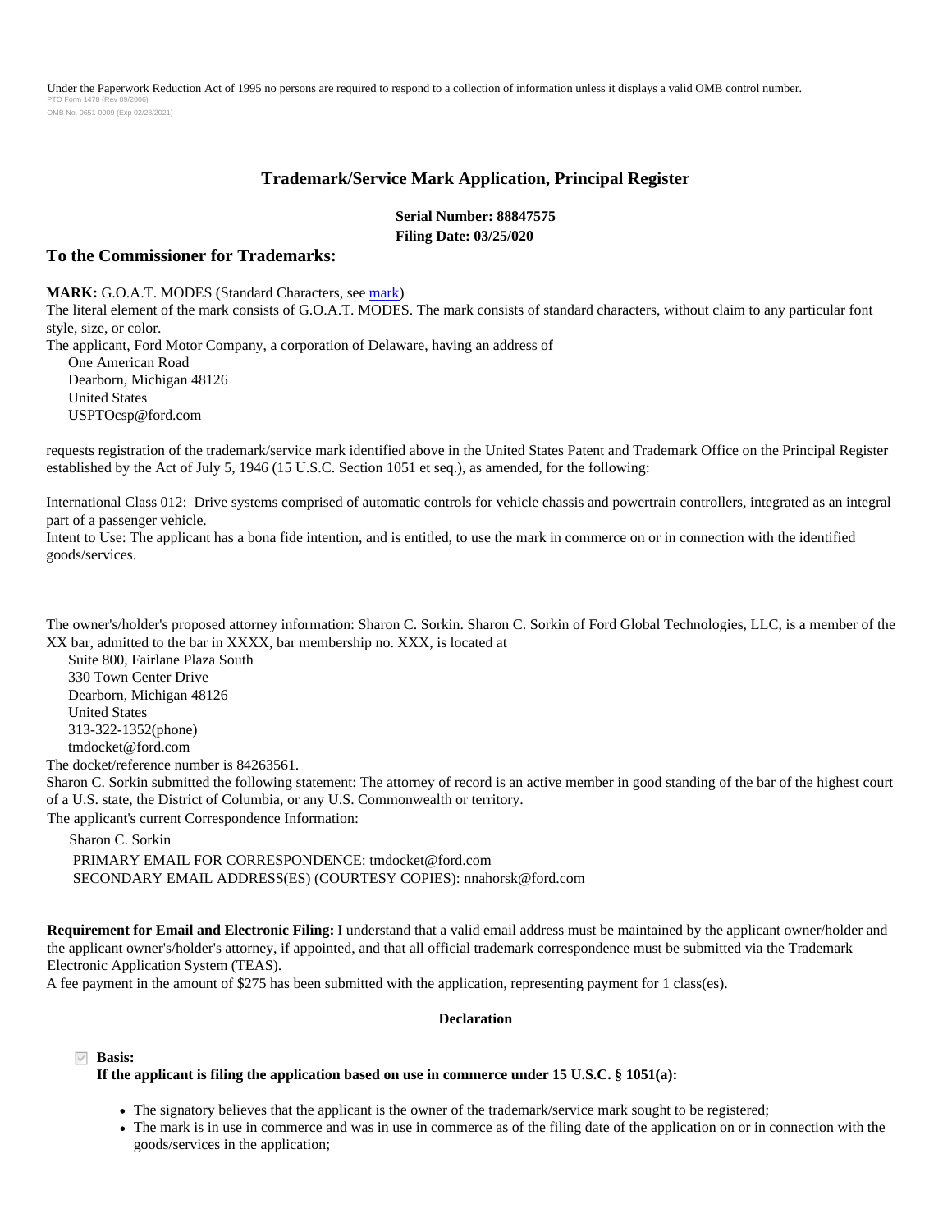Under the Paperwork Reduction Act of 1995 no persons are required to respond to a collection of information unless it displays a valid OMB control number.
PTO Form 1478 (Rev 09/2006)
OMB No. 0651-0009 (Exp 02/28/2021)

## Trademark/Service Mark Application, Principal Register

**Serial Number: 88847575**
**Filing Date: 03/25/020**

### To the Commissioner for Trademarks:

**MARK:** G.O.A.T. MODES (Standard Characters, see mark)
The literal element of the mark consists of G.O.A.T. MODES. The mark consists of standard characters, without claim to any particular font style, size, or color.
The applicant, Ford Motor Company, a corporation of Delaware, having an address of
One American Road
Dearborn, Michigan 48126
United States
USPTOcsp@ford.com

requests registration of the trademark/service mark identified above in the United States Patent and Trademark Office on the Principal Register established by the Act of July 5, 1946 (15 U.S.C. Section 1051 et seq.), as amended, for the following:

International Class 012: Drive systems comprised of automatic controls for vehicle chassis and powertrain controllers, integrated as an integral part of a passenger vehicle.
Intent to Use: The applicant has a bona fide intention, and is entitled, to use the mark in commerce on or in connection with the identified goods/services.

The owner's/holder's proposed attorney information: Sharon C. Sorkin. Sharon C. Sorkin of Ford Global Technologies, LLC, is a member of the XX bar, admitted to the bar in XXXX, bar membership no. XXX, is located at
Suite 800, Fairlane Plaza South
330 Town Center Drive
Dearborn, Michigan 48126
United States
313-322-1352(phone)
tmdocket@ford.com
The docket/reference number is 84263561.
Sharon C. Sorkin submitted the following statement: The attorney of record is an active member in good standing of the bar of the highest court of a U.S. state, the District of Columbia, or any U.S. Commonwealth or territory.
The applicant's current Correspondence Information:

Sharon C. Sorkin
PRIMARY EMAIL FOR CORRESPONDENCE: tmdocket@ford.com
SECONDARY EMAIL ADDRESS(ES) (COURTESY COPIES): nnahorsk@ford.com

**Requirement for Email and Electronic Filing:** I understand that a valid email address must be maintained by the applicant owner/holder and the applicant owner's/holder's attorney, if appointed, and that all official trademark correspondence must be submitted via the Trademark Electronic Application System (TEAS).
A fee payment in the amount of $275 has been submitted with the application, representing payment for 1 class(es).

**Declaration**

☑ **Basis:**
**If the applicant is filing the application based on use in commerce under 15 U.S.C. § 1051(a):**

- The signatory believes that the applicant is the owner of the trademark/service mark sought to be registered;
- The mark is in use in commerce and was in use in commerce as of the filing date of the application on or in connection with the goods/services in the application;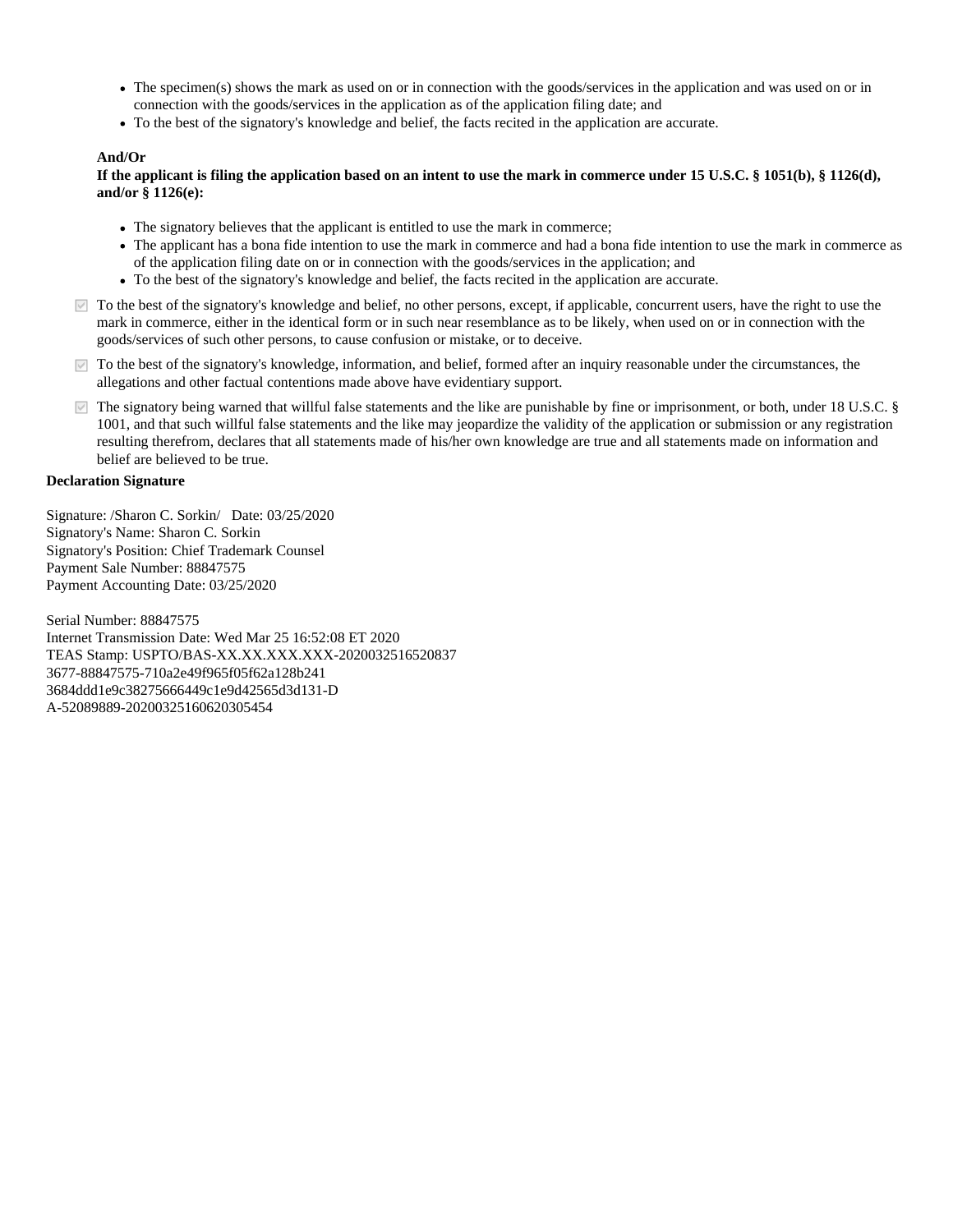- The specimen(s) shows the mark as used on or in connection with the goods/services in the application and was used on or in connection with the goods/services in the application as of the application filing date; and
- To the best of the signatory's knowledge and belief, the facts recited in the application are accurate.

**And/Or**

**If the applicant is filing the application based on an intent to use the mark in commerce under 15 U.S.C. § 1051(b), § 1126(d), and/or § 1126(e):**

- The signatory believes that the applicant is entitled to use the mark in commerce;
- The applicant has a bona fide intention to use the mark in commerce and had a bona fide intention to use the mark in commerce as of the application filing date on or in connection with the goods/services in the application; and
- To the best of the signatory's knowledge and belief, the facts recited in the application are accurate.

- [x] To the best of the signatory's knowledge and belief, no other persons, except, if applicable, concurrent users, have the right to use the mark in commerce, either in the identical form or in such near resemblance as to be likely, when used on or in connection with the goods/services of such other persons, to cause confusion or mistake, or to deceive.
- [x] To the best of the signatory's knowledge, information, and belief, formed after an inquiry reasonable under the circumstances, the allegations and other factual contentions made above have evidentiary support.
- [x] The signatory being warned that willful false statements and the like are punishable by fine or imprisonment, or both, under 18 U.S.C. § 1001, and that such willful false statements and the like may jeopardize the validity of the application or submission or any registration resulting therefrom, declares that all statements made of his/her own knowledge are true and all statements made on information and belief are believed to be true.

**Declaration Signature**

Signature: /Sharon C. Sorkin/   Date: 03/25/2020
Signatory's Name: Sharon C. Sorkin
Signatory's Position: Chief Trademark Counsel
Payment Sale Number: 88847575
Payment Accounting Date: 03/25/2020

Serial Number: 88847575
Internet Transmission Date: Wed Mar 25 16:52:08 ET 2020
TEAS Stamp: USPTO/BAS-XX.XX.XXX.XXX-2020032516520837
3677-88847575-710a2e49f965f05f62a128b241
3684ddd1e9c38275666449c1e9d42565d3d131-D
A-52089889-20200325160620305454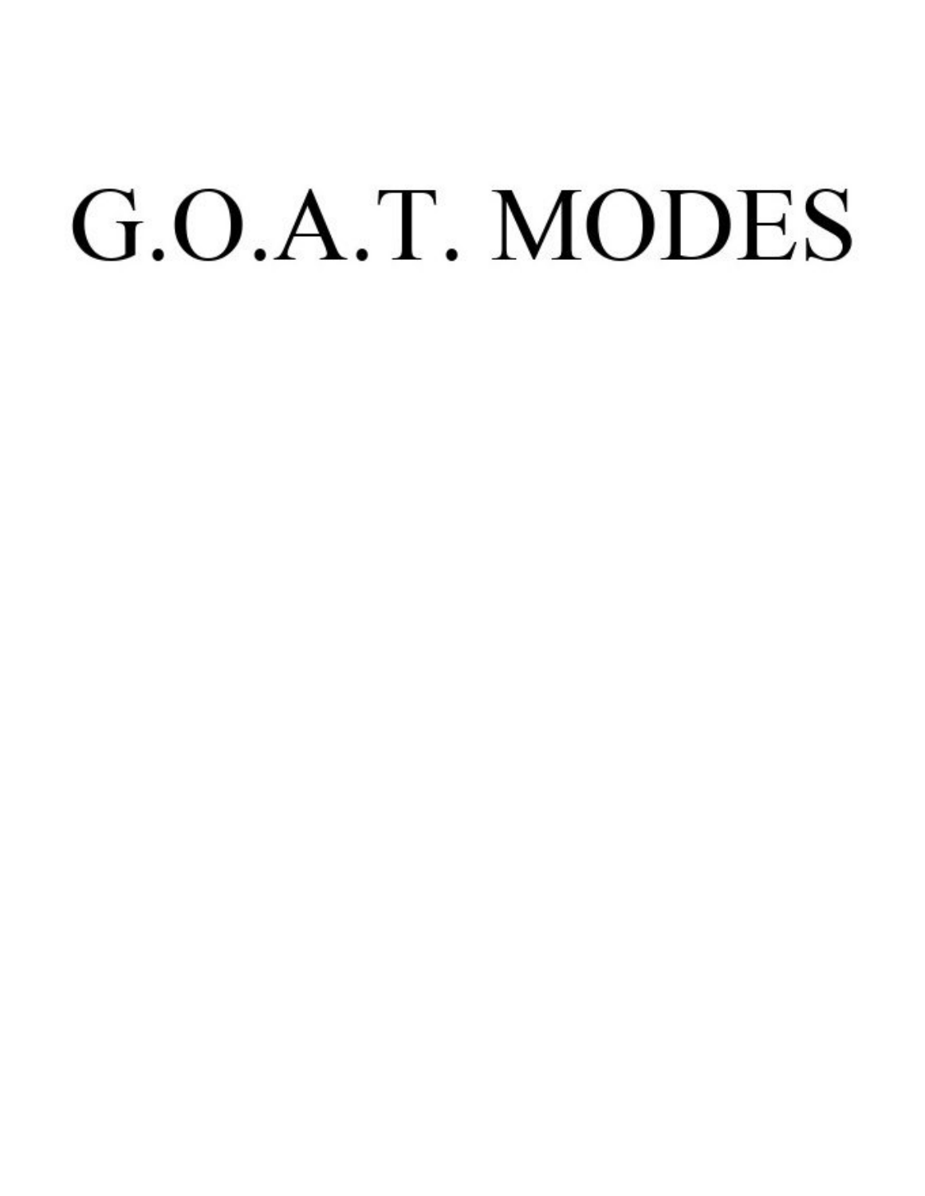# G.O.A.T. MODES